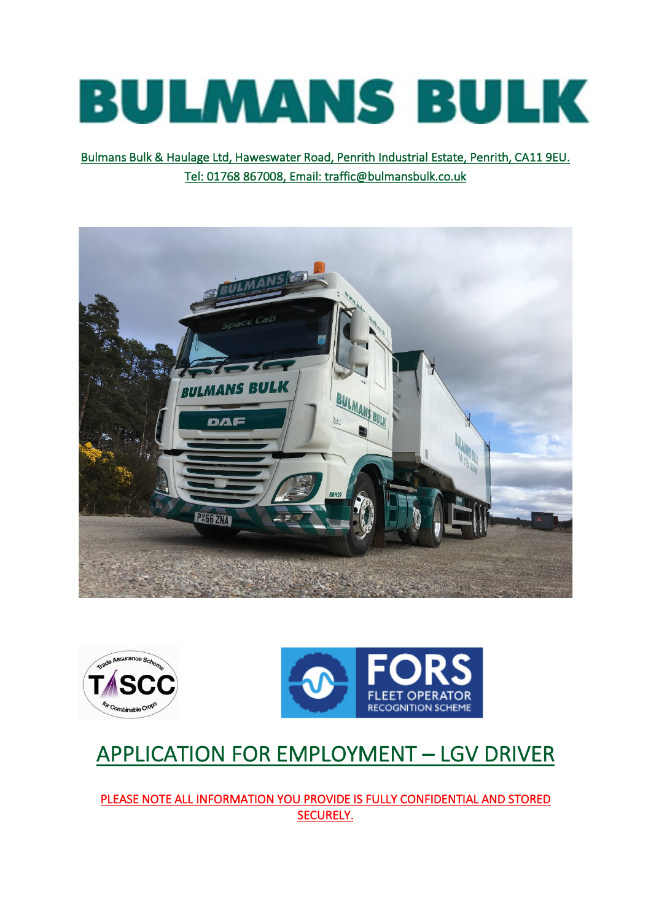# BULMANS BULK

Bulmans Bulk & Haulage Ltd, Haweswater Road, Penrith Industrial Estate, Penrith, CA11 9EU.
Tel: 01768 867008, Email: traffic@bulmansbulk.co.uk

## APPLICATION FOR EMPLOYMENT – LGV DRIVER

PLEASE NOTE ALL INFORMATION YOU PROVIDE IS FULLY CONFIDENTIAL AND STORED SECURELY.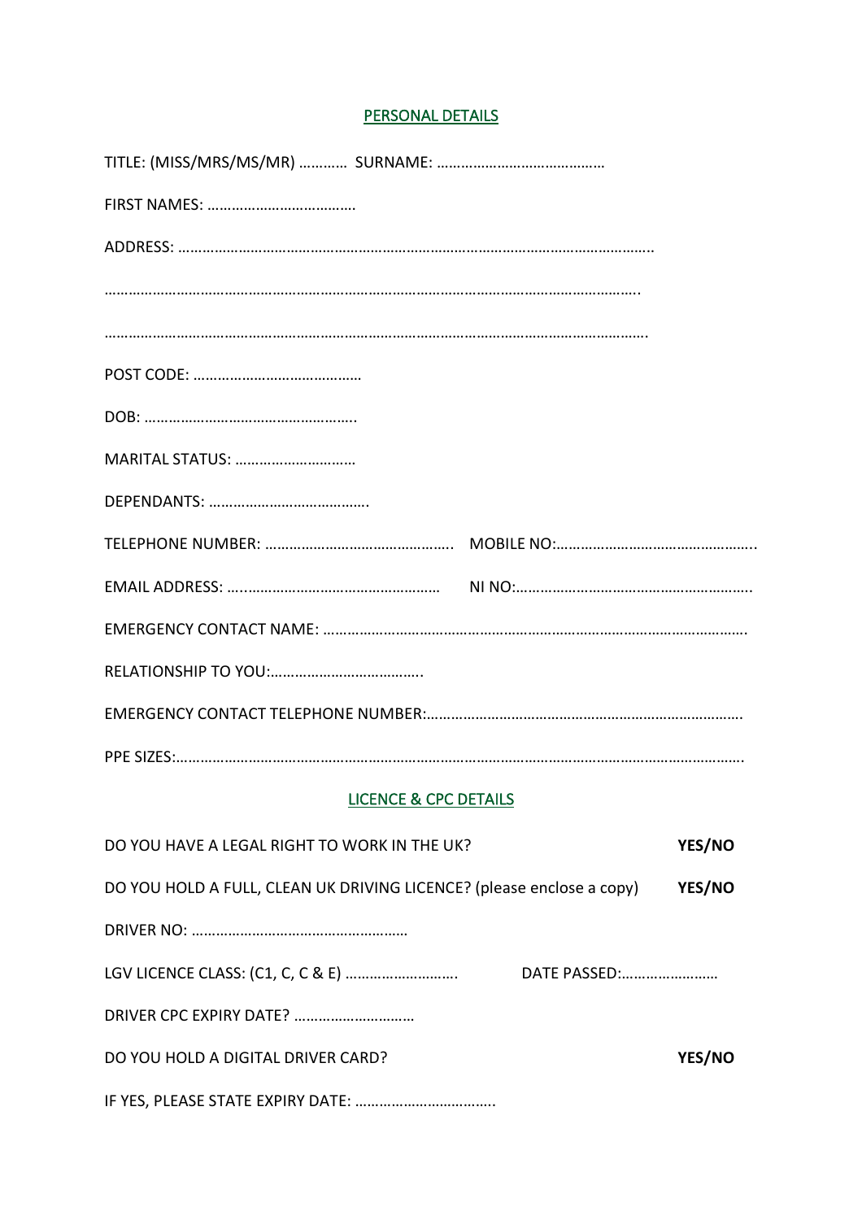## PERSONAL DETAILS

TITLE: (MISS/MRS/MS/MR) ………… SURNAME: ……………………………………

FIRST NAMES: ………………………………

ADDRESS: ………………………………………………………………………………………………………..

…………………………………………………………………………………………………………………….

…………………………………………………………………………………………………………………….

POST CODE: ……………………………………

DOB: ……………………………………………..

MARITAL STATUS: …………………………

DEPENDANTS: ………………………………….

TELEPHONE NUMBER: ……………………………………….. MOBILE NO:…………………………………………..

EMAIL ADDRESS: …..…………………………………………… NI NO:…………………………………………………..

EMERGENCY CONTACT NAME: …………………………………………………………………………………………….

RELATIONSHIP TO YOU:……………………………….

EMERGENCY CONTACT TELEPHONE NUMBER:…………………………………………………………………….

PPE SIZES:……………………………………………………………………………………………………………………….

## LICENCE & CPC DETAILS

DO YOU HAVE A LEGAL RIGHT TO WORK IN THE UK? **YES/NO**

DO YOU HOLD A FULL, CLEAN UK DRIVING LICENCE? (please enclose a copy) **YES/NO**

DRIVER NO: ………………………………………………

LGV LICENCE CLASS: (C1, C, C & E) ………………………. DATE PASSED:……………………

DRIVER CPC EXPIRY DATE? …………………………

DO YOU HOLD A DIGITAL DRIVER CARD? **YES/NO**

IF YES, PLEASE STATE EXPIRY DATE: …………………………….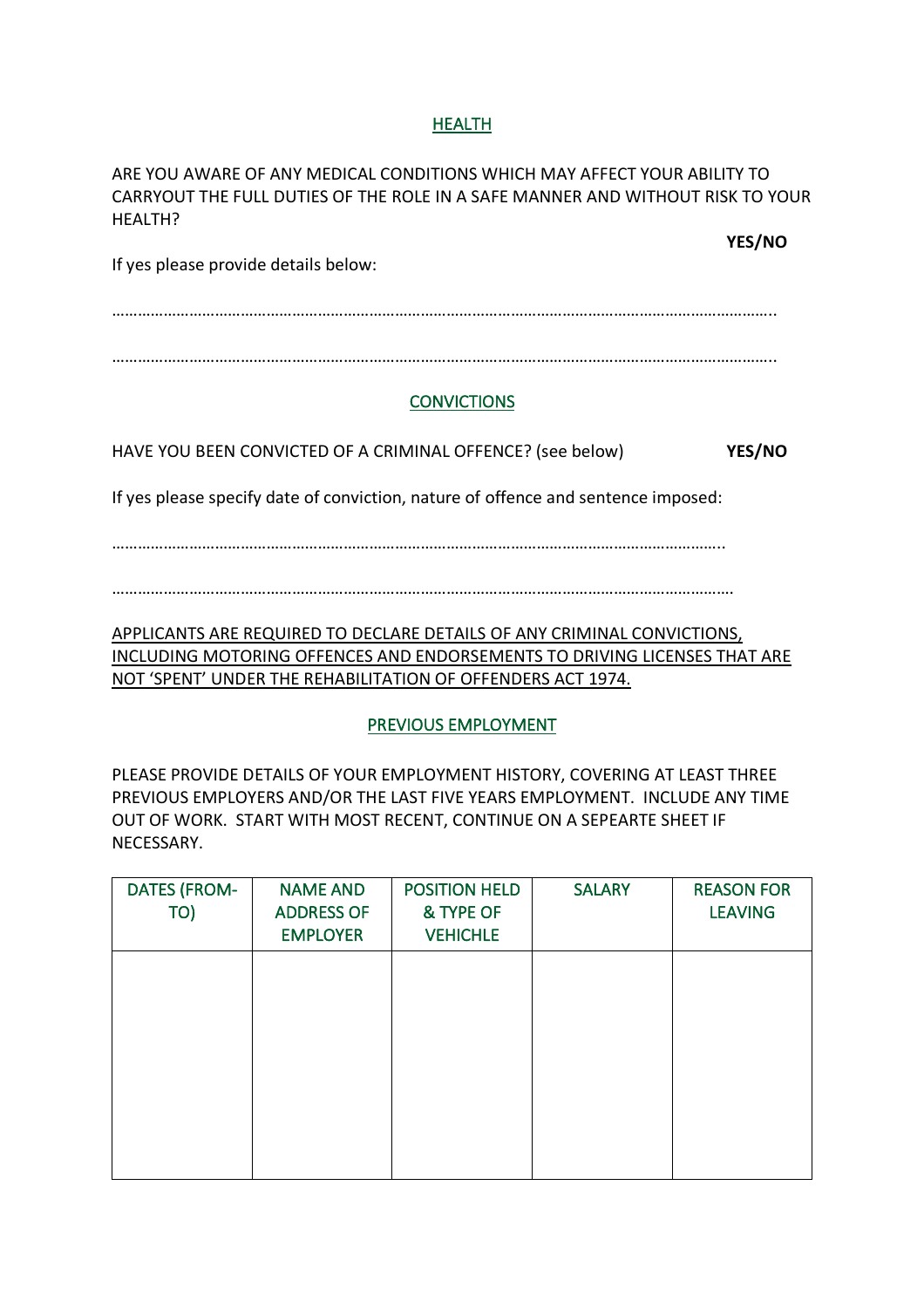## HEALTH

ARE YOU AWARE OF ANY MEDICAL CONDITIONS WHICH MAY AFFECT YOUR ABILITY TO CARRYOUT THE FULL DUTIES OF THE ROLE IN A SAFE MANNER AND WITHOUT RISK TO YOUR HEALTH?

**YES/NO**

If yes please provide details below:

……………………………………………………………………………………………………………………………………..

……………………………………………………………………………………………………………………………………..

## CONVICTIONS

HAVE YOU BEEN CONVICTED OF A CRIMINAL OFFENCE? (see below) **YES/NO**

If yes please specify date of conviction, nature of offence and sentence imposed:

…………………………………………………………………………………………………………………………..

………………………………………………………………………………………………………………………….

APPLICANTS ARE REQUIRED TO DECLARE DETAILS OF ANY CRIMINAL CONVICTIONS, INCLUDING MOTORING OFFENCES AND ENDORSEMENTS TO DRIVING LICENSES THAT ARE NOT 'SPENT' UNDER THE REHABILITATION OF OFFENDERS ACT 1974.

## PREVIOUS EMPLOYMENT

PLEASE PROVIDE DETAILS OF YOUR EMPLOYMENT HISTORY, COVERING AT LEAST THREE PREVIOUS EMPLOYERS AND/OR THE LAST FIVE YEARS EMPLOYMENT. INCLUDE ANY TIME OUT OF WORK. START WITH MOST RECENT, CONTINUE ON A SEPEARTE SHEET IF NECESSARY.

| DATES (FROM-TO) | NAME AND ADDRESS OF EMPLOYER | POSITION HELD & TYPE OF VEHICHLE | SALARY | REASON FOR LEAVING |
|---|---|---|---|---|
| | | | | |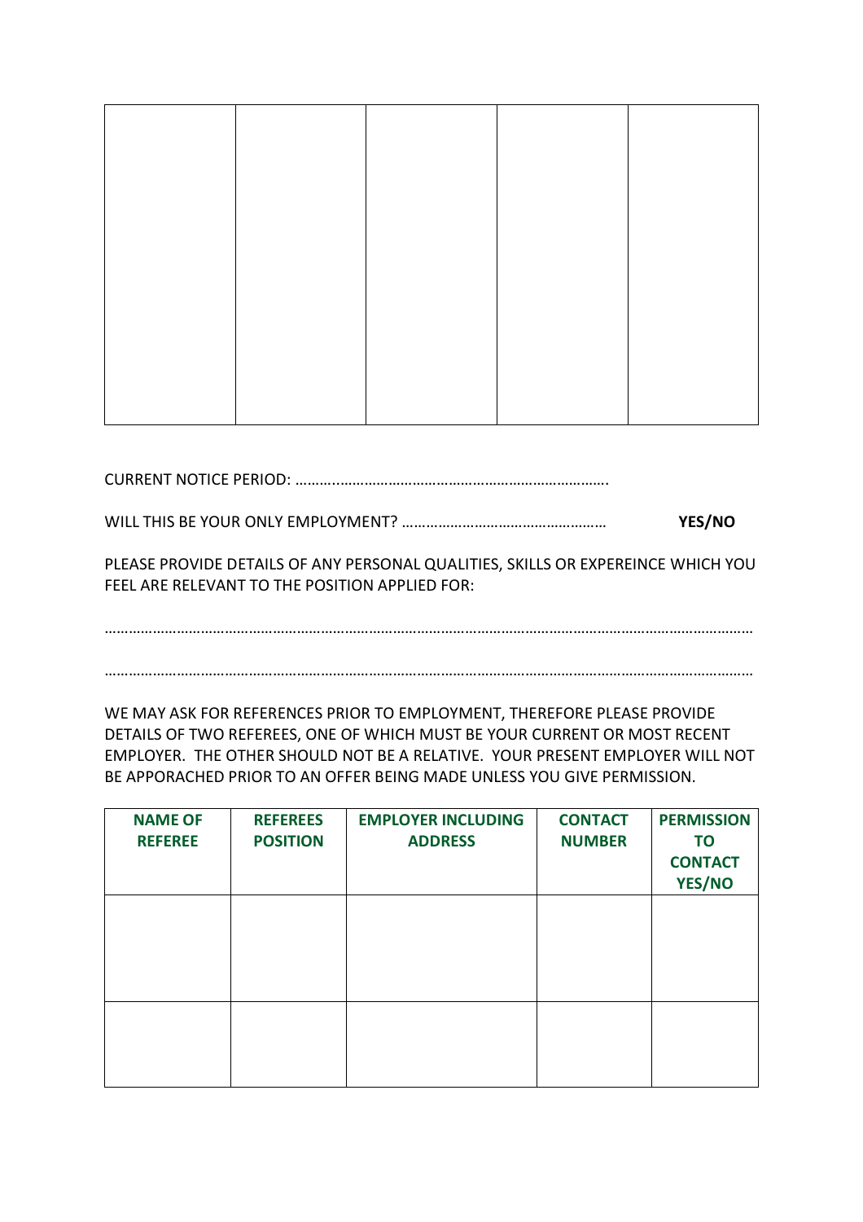| | | | | |
|---|---|---|---|---|
| | | | | |

CURRENT NOTICE PERIOD: …………………………………………………………………….

WILL THIS BE YOUR ONLY EMPLOYMENT? …………………………………………… **YES/NO**

PLEASE PROVIDE DETAILS OF ANY PERSONAL QUALITIES, SKILLS OR EXPEREINCE WHICH YOU FEEL ARE RELEVANT TO THE POSITION APPLIED FOR:

………………………………………………………………………………………………………………………………………

………………………………………………………………………………………………………………………………………

WE MAY ASK FOR REFERENCES PRIOR TO EMPLOYMENT, THEREFORE PLEASE PROVIDE DETAILS OF TWO REFEREES, ONE OF WHICH MUST BE YOUR CURRENT OR MOST RECENT EMPLOYER. THE OTHER SHOULD NOT BE A RELATIVE. YOUR PRESENT EMPLOYER WILL NOT BE APPORACHED PRIOR TO AN OFFER BEING MADE UNLESS YOU GIVE PERMISSION.

| **NAME OF REFEREE** | **REFEREES POSITION** | **EMPLOYER INCLUDING ADDRESS** | **CONTACT NUMBER** | **PERMISSION TO CONTACT YES/NO** |
|---|---|---|---|---|
| | | | | |
| | | | | |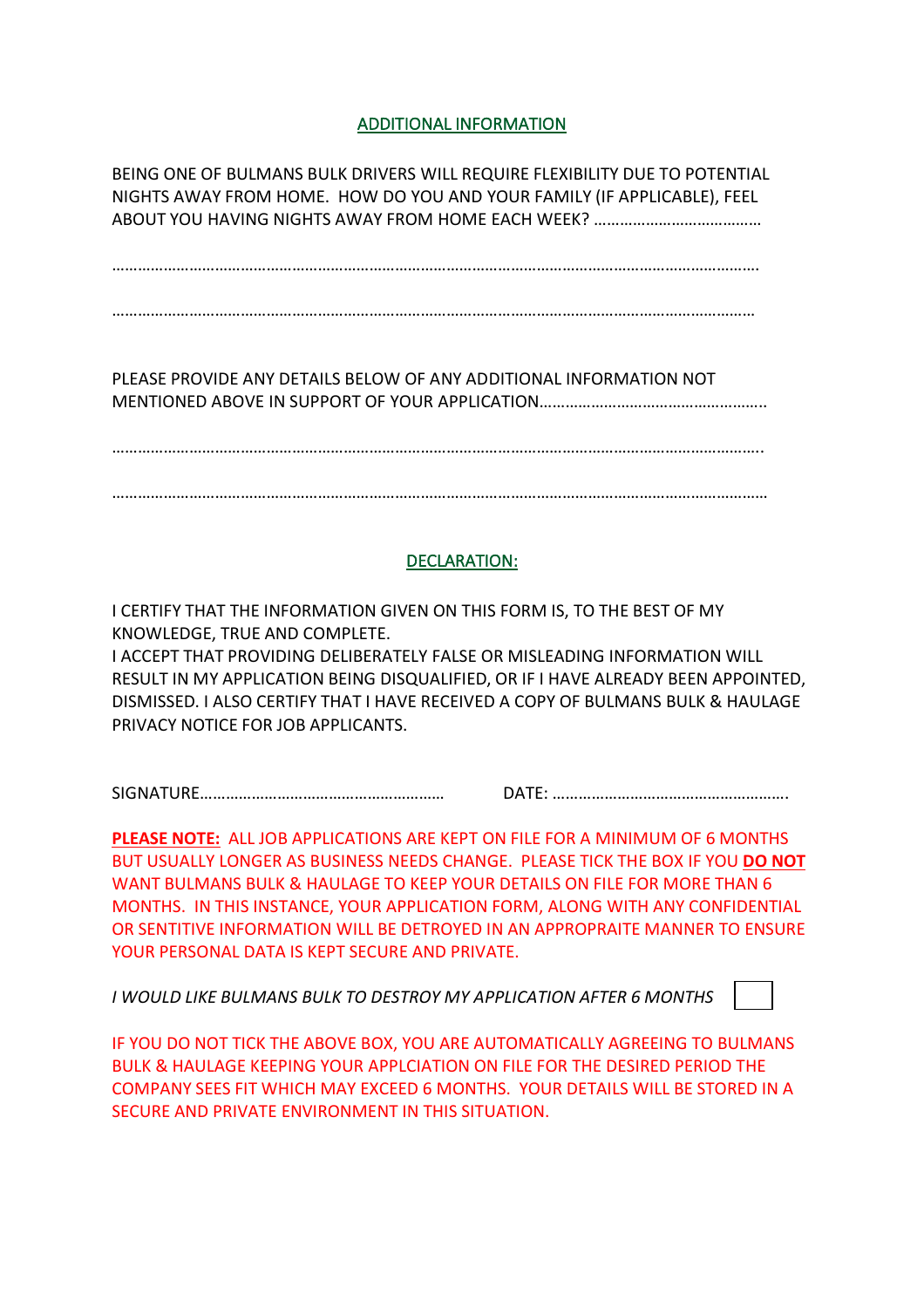## ADDITIONAL INFORMATION

BEING ONE OF BULMANS BULK DRIVERS WILL REQUIRE FLEXIBILITY DUE TO POTENTIAL NIGHTS AWAY FROM HOME. HOW DO YOU AND YOUR FAMILY (IF APPLICABLE), FEEL ABOUT YOU HAVING NIGHTS AWAY FROM HOME EACH WEEK? …………………………………

…………………………………………………………………………………………………………………………………

…………………………………………………………………………………………………………………………………

PLEASE PROVIDE ANY DETAILS BELOW OF ANY ADDITIONAL INFORMATION NOT MENTIONED ABOVE IN SUPPORT OF YOUR APPLICATION……………………………………………..

…………………………………………………………………………………………………………………………………..

…………………………………………………………………………………………………………………………………

## DECLARATION:

I CERTIFY THAT THE INFORMATION GIVEN ON THIS FORM IS, TO THE BEST OF MY KNOWLEDGE, TRUE AND COMPLETE.
I ACCEPT THAT PROVIDING DELIBERATELY FALSE OR MISLEADING INFORMATION WILL RESULT IN MY APPLICATION BEING DISQUALIFIED, OR IF I HAVE ALREADY BEEN APPOINTED, DISMISSED. I ALSO CERTIFY THAT I HAVE RECEIVED A COPY OF BULMANS BULK & HAULAGE PRIVACY NOTICE FOR JOB APPLICANTS.

SIGNATURE………………………………………………… DATE: ……………………………………………….

**PLEASE NOTE:** ALL JOB APPLICATIONS ARE KEPT ON FILE FOR A MINIMUM OF 6 MONTHS BUT USUALLY LONGER AS BUSINESS NEEDS CHANGE. PLEASE TICK THE BOX IF YOU **DO NOT** WANT BULMANS BULK & HAULAGE TO KEEP YOUR DETAILS ON FILE FOR MORE THAN 6 MONTHS. IN THIS INSTANCE, YOUR APPLICATION FORM, ALONG WITH ANY CONFIDENTIAL OR SENTITIVE INFORMATION WILL BE DETROYED IN AN APPROPRAITE MANNER TO ENSURE YOUR PERSONAL DATA IS KEPT SECURE AND PRIVATE.

*I WOULD LIKE BULMANS BULK TO DESTROY MY APPLICATION AFTER 6 MONTHS* ☐

IF YOU DO NOT TICK THE ABOVE BOX, YOU ARE AUTOMATICALLY AGREEING TO BULMANS BULK & HAULAGE KEEPING YOUR APPLCIATION ON FILE FOR THE DESIRED PERIOD THE COMPANY SEES FIT WHICH MAY EXCEED 6 MONTHS. YOUR DETAILS WILL BE STORED IN A SECURE AND PRIVATE ENVIRONMENT IN THIS SITUATION.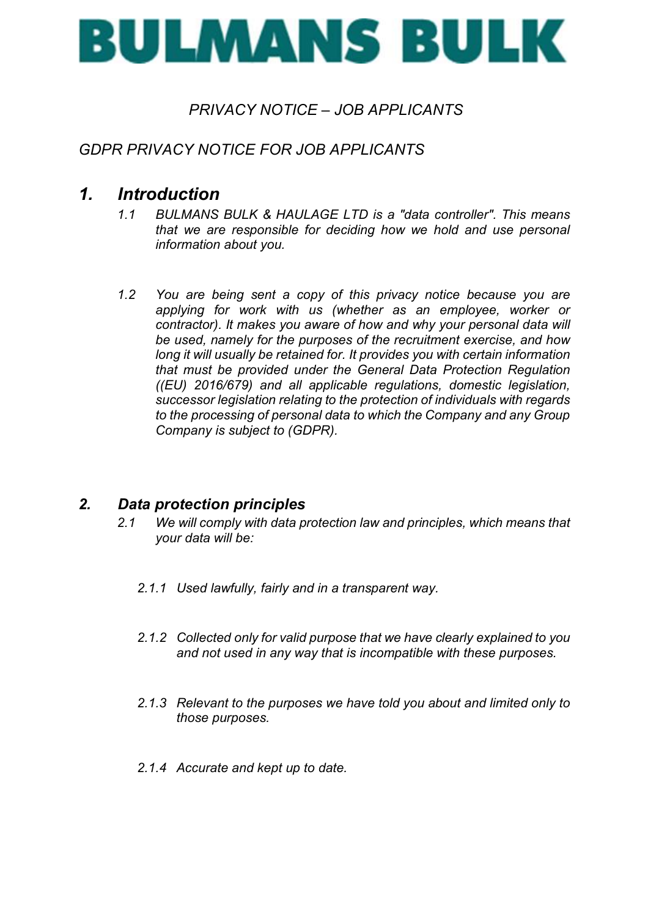# BULMANS BULK

*PRIVACY NOTICE – JOB APPLICANTS*

*GDPR PRIVACY NOTICE FOR JOB APPLICANTS*

## *1. Introduction*

*1.1 BULMANS BULK & HAULAGE LTD is a "data controller". This means that we are responsible for deciding how we hold and use personal information about you.*

*1.2 You are being sent a copy of this privacy notice because you are applying for work with us (whether as an employee, worker or contractor). It makes you aware of how and why your personal data will be used, namely for the purposes of the recruitment exercise, and how long it will usually be retained for. It provides you with certain information that must be provided under the General Data Protection Regulation ((EU) 2016/679) and all applicable regulations, domestic legislation, successor legislation relating to the protection of individuals with regards to the processing of personal data to which the Company and any Group Company is subject to (GDPR).*

## *2. Data protection principles*

*2.1 We will comply with data protection law and principles, which means that your data will be:*

*2.1.1 Used lawfully, fairly and in a transparent way.*

*2.1.2 Collected only for valid purpose that we have clearly explained to you and not used in any way that is incompatible with these purposes.*

*2.1.3 Relevant to the purposes we have told you about and limited only to those purposes.*

*2.1.4 Accurate and kept up to date.*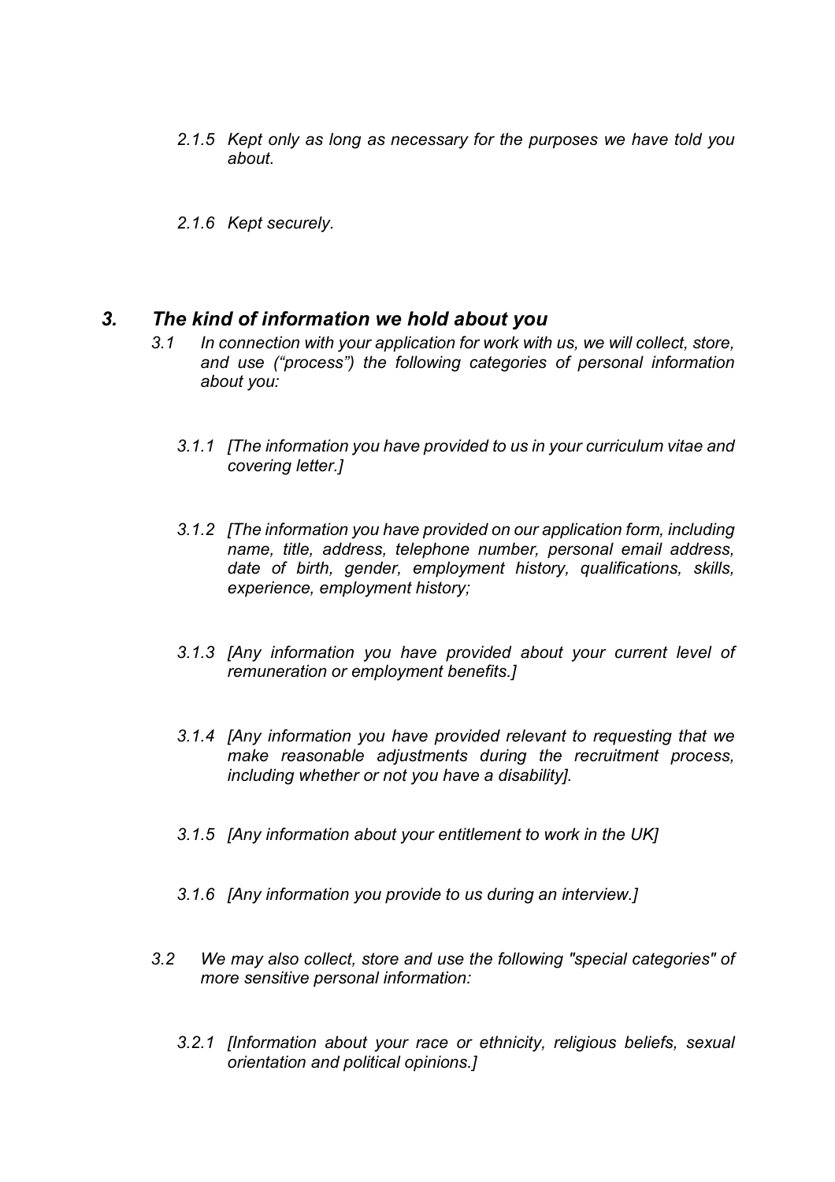*2.1.5 Kept only as long as necessary for the purposes we have told you about.*

*2.1.6 Kept securely.*

## *3. The kind of information we hold about you*

*3.1 In connection with your application for work with us, we will collect, store, and use ("process") the following categories of personal information about you:*

*3.1.1 [The information you have provided to us in your curriculum vitae and covering letter.]*

*3.1.2 [The information you have provided on our application form, including name, title, address, telephone number, personal email address, date of birth, gender, employment history, qualifications, skills, experience, employment history;*

*3.1.3 [Any information you have provided about your current level of remuneration or employment benefits.]*

*3.1.4 [Any information you have provided relevant to requesting that we make reasonable adjustments during the recruitment process, including whether or not you have a disability].*

*3.1.5 [Any information about your entitlement to work in the UK]*

*3.1.6 [Any information you provide to us during an interview.]*

*3.2 We may also collect, store and use the following "special categories" of more sensitive personal information:*

*3.2.1 [Information about your race or ethnicity, religious beliefs, sexual orientation and political opinions.]*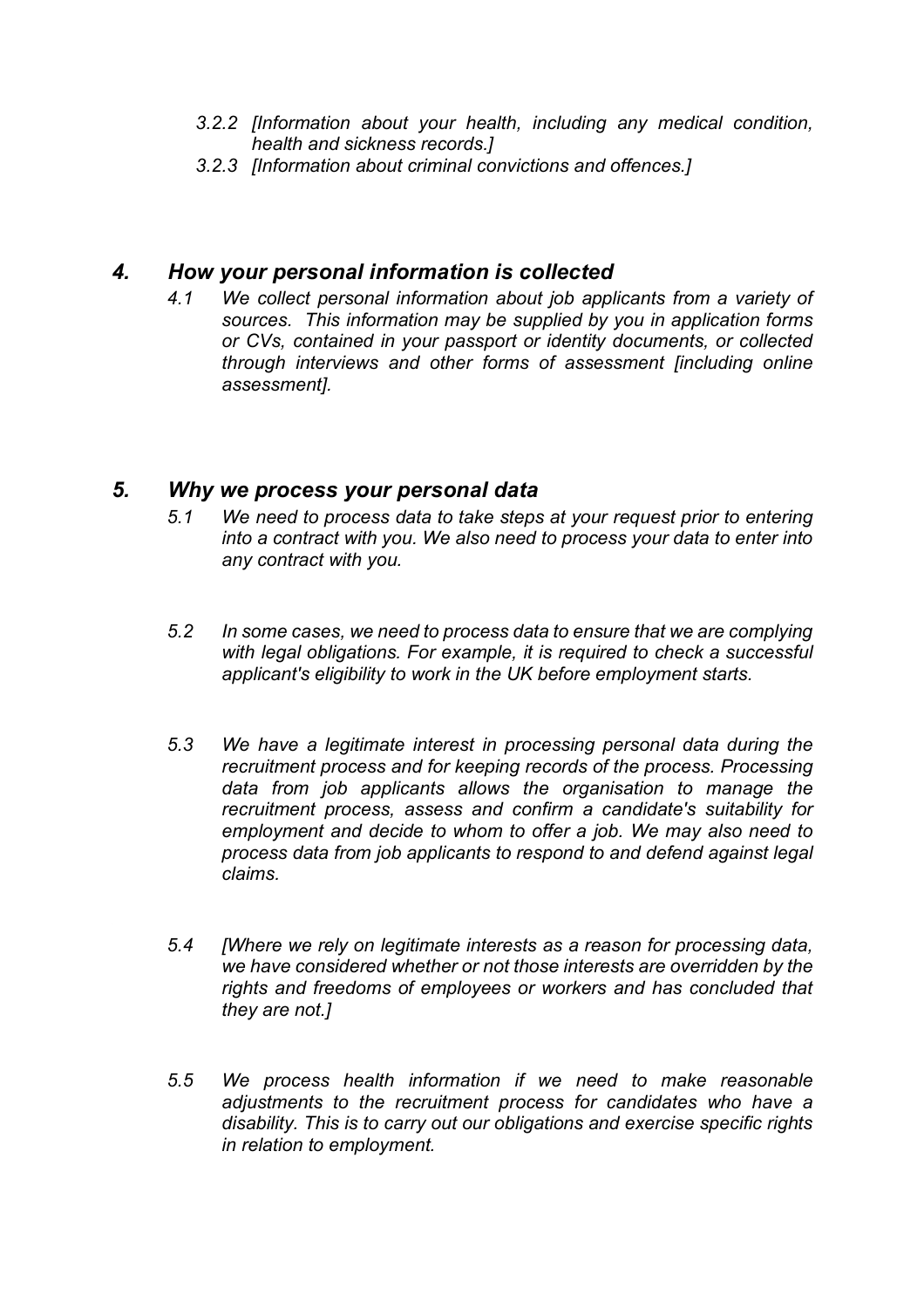*3.2.2 [Information about your health, including any medical condition, health and sickness records.]*

*3.2.3 [Information about criminal convictions and offences.]*

## *4. How your personal information is collected*

*4.1 We collect personal information about job applicants from a variety of sources. This information may be supplied by you in application forms or CVs, contained in your passport or identity documents, or collected through interviews and other forms of assessment [including online assessment].*

## *5. Why we process your personal data*

*5.1 We need to process data to take steps at your request prior to entering into a contract with you. We also need to process your data to enter into any contract with you.*

*5.2 In some cases, we need to process data to ensure that we are complying with legal obligations. For example, it is required to check a successful applicant's eligibility to work in the UK before employment starts.*

*5.3 We have a legitimate interest in processing personal data during the recruitment process and for keeping records of the process. Processing data from job applicants allows the organisation to manage the recruitment process, assess and confirm a candidate's suitability for employment and decide to whom to offer a job. We may also need to process data from job applicants to respond to and defend against legal claims.*

*5.4 [Where we rely on legitimate interests as a reason for processing data, we have considered whether or not those interests are overridden by the rights and freedoms of employees or workers and has concluded that they are not.]*

*5.5 We process health information if we need to make reasonable adjustments to the recruitment process for candidates who have a disability. This is to carry out our obligations and exercise specific rights in relation to employment.*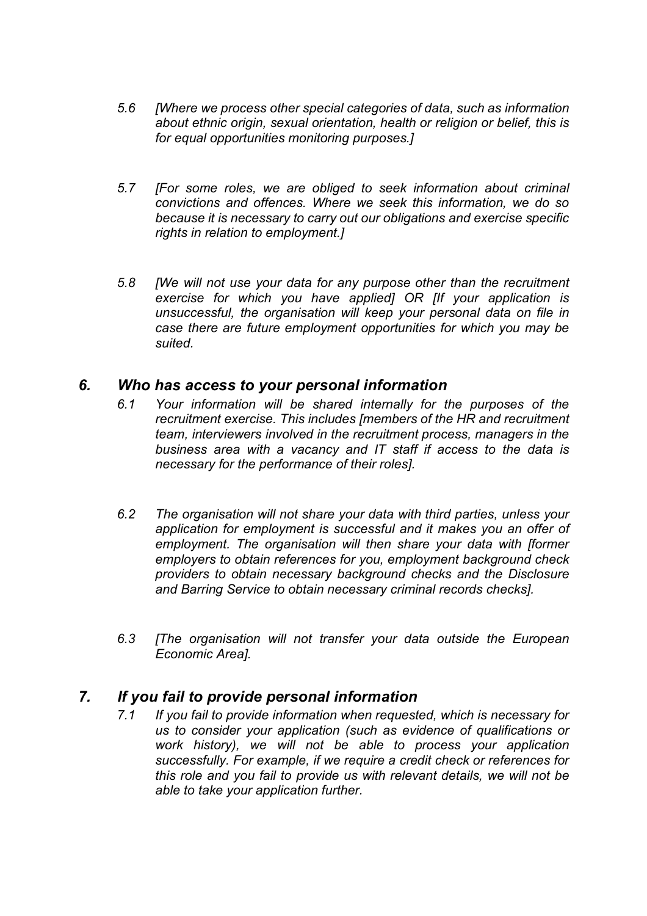*5.6 [Where we process other special categories of data, such as information about ethnic origin, sexual orientation, health or religion or belief, this is for equal opportunities monitoring purposes.]*

*5.7 [For some roles, we are obliged to seek information about criminal convictions and offences. Where we seek this information, we do so because it is necessary to carry out our obligations and exercise specific rights in relation to employment.]*

*5.8 [We will not use your data for any purpose other than the recruitment exercise for which you have applied] OR [If your application is unsuccessful, the organisation will keep your personal data on file in case there are future employment opportunities for which you may be suited.*

## *6. Who has access to your personal information*

*6.1 Your information will be shared internally for the purposes of the recruitment exercise. This includes [members of the HR and recruitment team, interviewers involved in the recruitment process, managers in the business area with a vacancy and IT staff if access to the data is necessary for the performance of their roles].*

*6.2 The organisation will not share your data with third parties, unless your application for employment is successful and it makes you an offer of employment. The organisation will then share your data with [former employers to obtain references for you, employment background check providers to obtain necessary background checks and the Disclosure and Barring Service to obtain necessary criminal records checks].*

*6.3 [The organisation will not transfer your data outside the European Economic Area].*

## *7. If you fail to provide personal information*

*7.1 If you fail to provide information when requested, which is necessary for us to consider your application (such as evidence of qualifications or work history), we will not be able to process your application successfully. For example, if we require a credit check or references for this role and you fail to provide us with relevant details, we will not be able to take your application further.*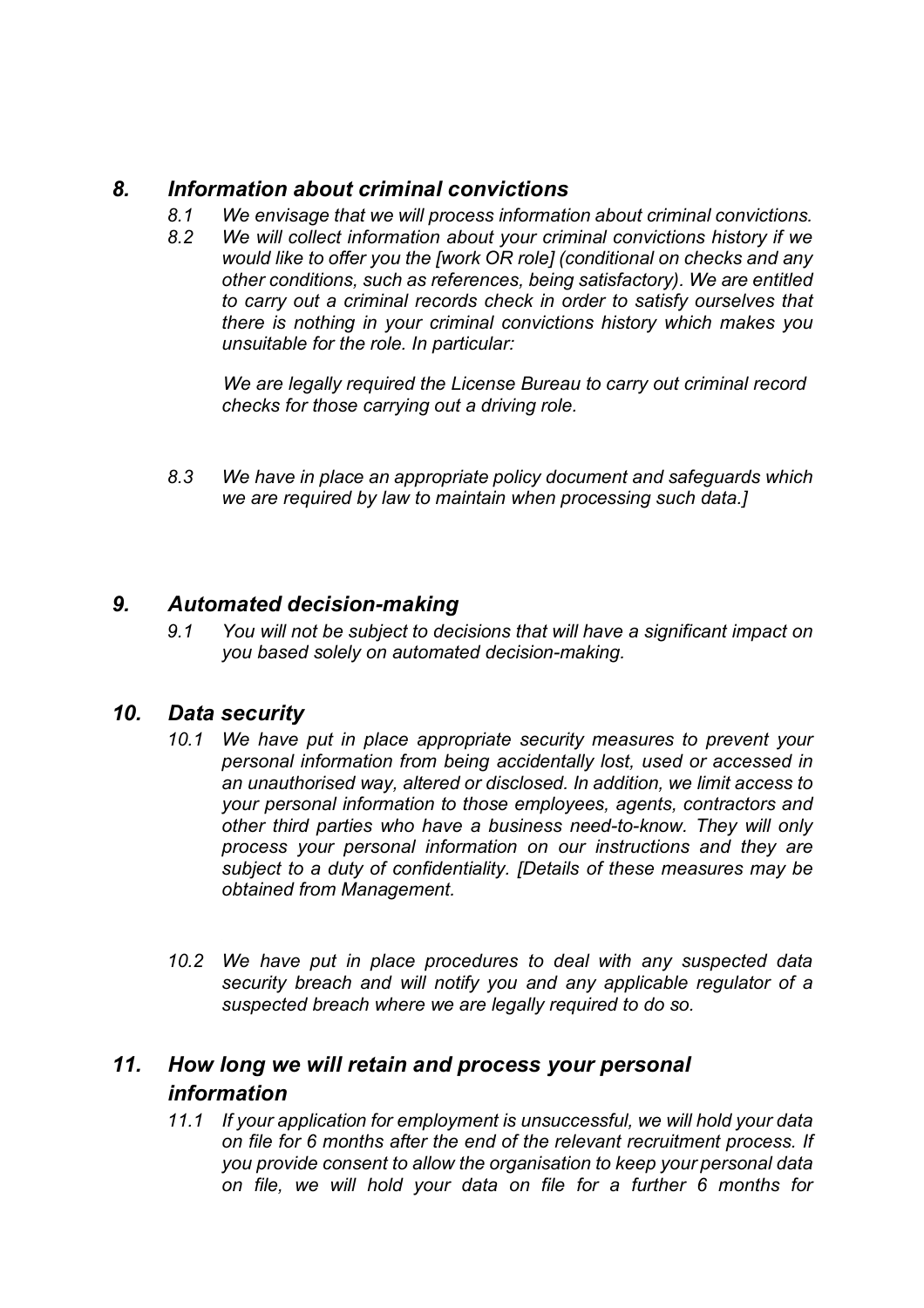## *8. Information about criminal convictions*

*8.1 We envisage that we will process information about criminal convictions.*

*8.2 We will collect information about your criminal convictions history if we would like to offer you the [work OR role] (conditional on checks and any other conditions, such as references, being satisfactory). We are entitled to carry out a criminal records check in order to satisfy ourselves that there is nothing in your criminal convictions history which makes you unsuitable for the role. In particular:*

*We are legally required the License Bureau to carry out criminal record checks for those carrying out a driving role.*

*8.3 We have in place an appropriate policy document and safeguards which we are required by law to maintain when processing such data.]*

## *9. Automated decision-making*

*9.1 You will not be subject to decisions that will have a significant impact on you based solely on automated decision-making.*

## *10. Data security*

*10.1 We have put in place appropriate security measures to prevent your personal information from being accidentally lost, used or accessed in an unauthorised way, altered or disclosed. In addition, we limit access to your personal information to those employees, agents, contractors and other third parties who have a business need-to-know. They will only process your personal information on our instructions and they are subject to a duty of confidentiality. [Details of these measures may be obtained from Management.*

*10.2 We have put in place procedures to deal with any suspected data security breach and will notify you and any applicable regulator of a suspected breach where we are legally required to do so.*

## *11. How long we will retain and process your personal information*

*11.1 If your application for employment is unsuccessful, we will hold your data on file for 6 months after the end of the relevant recruitment process. If you provide consent to allow the organisation to keep your personal data on file, we will hold your data on file for a further 6 months for*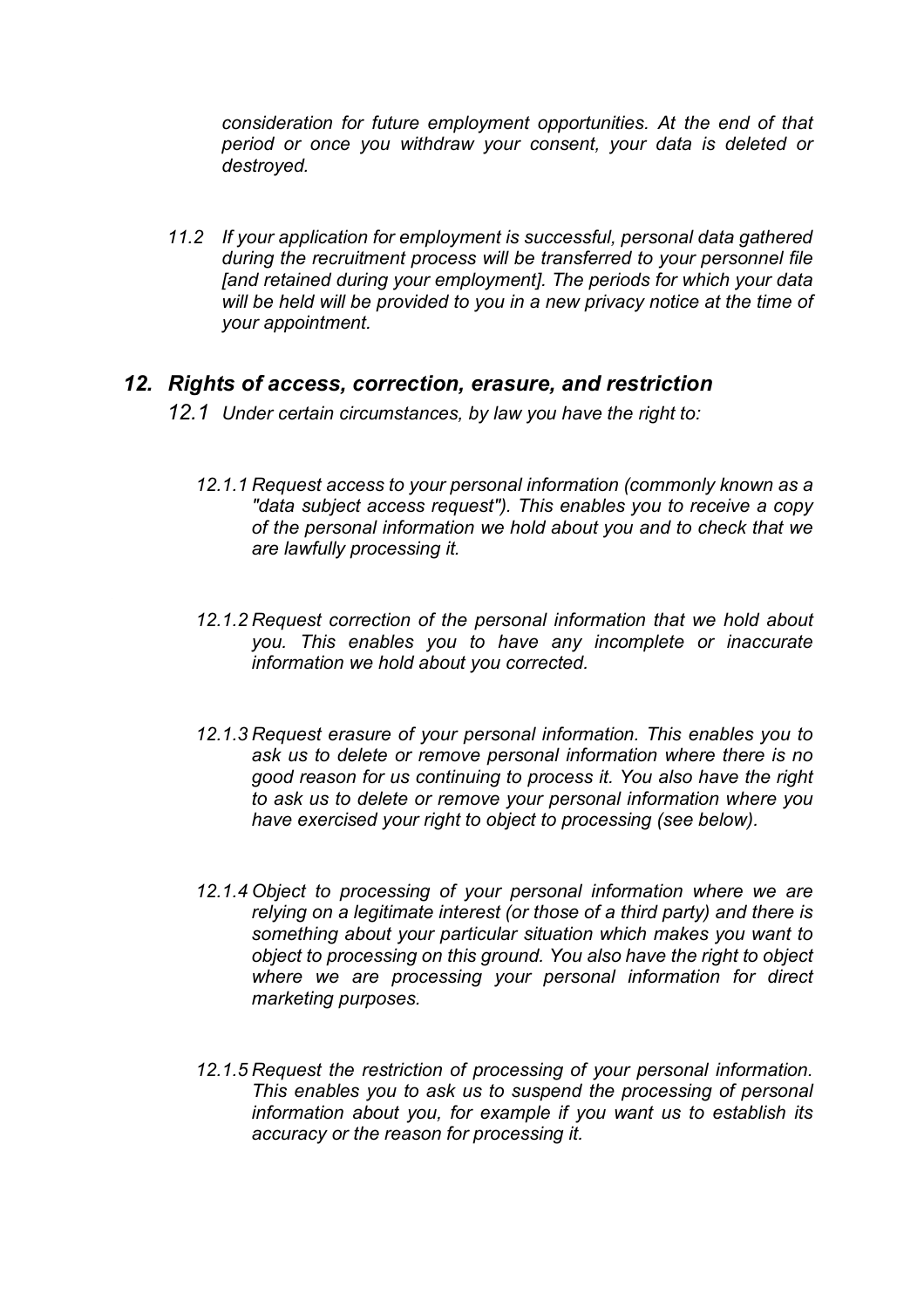*consideration for future employment opportunities. At the end of that period or once you withdraw your consent, your data is deleted or destroyed.*

*11.2 If your application for employment is successful, personal data gathered during the recruitment process will be transferred to your personnel file [and retained during your employment]. The periods for which your data will be held will be provided to you in a new privacy notice at the time of your appointment.*

## *12. Rights of access, correction, erasure, and restriction*

*12.1 Under certain circumstances, by law you have the right to:*

*12.1.1 Request access to your personal information (commonly known as a "data subject access request"). This enables you to receive a copy of the personal information we hold about you and to check that we are lawfully processing it.*

*12.1.2 Request correction of the personal information that we hold about you. This enables you to have any incomplete or inaccurate information we hold about you corrected.*

*12.1.3 Request erasure of your personal information. This enables you to ask us to delete or remove personal information where there is no good reason for us continuing to process it. You also have the right to ask us to delete or remove your personal information where you have exercised your right to object to processing (see below).*

*12.1.4 Object to processing of your personal information where we are relying on a legitimate interest (or those of a third party) and there is something about your particular situation which makes you want to object to processing on this ground. You also have the right to object where we are processing your personal information for direct marketing purposes.*

*12.1.5 Request the restriction of processing of your personal information. This enables you to ask us to suspend the processing of personal information about you, for example if you want us to establish its accuracy or the reason for processing it.*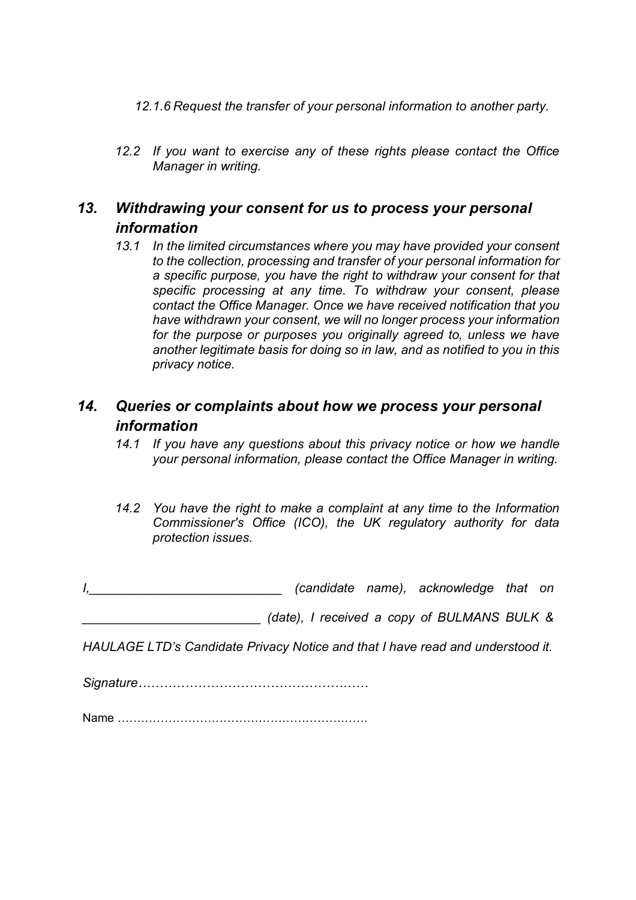*12.1.6 Request the transfer of your personal information to another party.*

*12.2 If you want to exercise any of these rights please contact the Office Manager in writing.*

## ***13. Withdrawing your consent for us to process your personal information***

*13.1 In the limited circumstances where you may have provided your consent to the collection, processing and transfer of your personal information for a specific purpose, you have the right to withdraw your consent for that specific processing at any time. To withdraw your consent, please contact the Office Manager. Once we have received notification that you have withdrawn your consent, we will no longer process your information for the purpose or purposes you originally agreed to, unless we have another legitimate basis for doing so in law, and as notified to you in this privacy notice.*

## ***14. Queries or complaints about how we process your personal information***

*14.1 If you have any questions about this privacy notice or how we handle your personal information, please contact the Office Manager in writing.*

*14.2 You have the right to make a complaint at any time to the Information Commissioner's Office (ICO), the UK regulatory authority for data protection issues.*

*I,___________________________ (candidate name), acknowledge that on _________________________ (date), I received a copy of BULMANS BULK & HAULAGE LTD's Candidate Privacy Notice and that I have read and understood it.*

*Signature………………………………………………*

Name ………………………………………………………